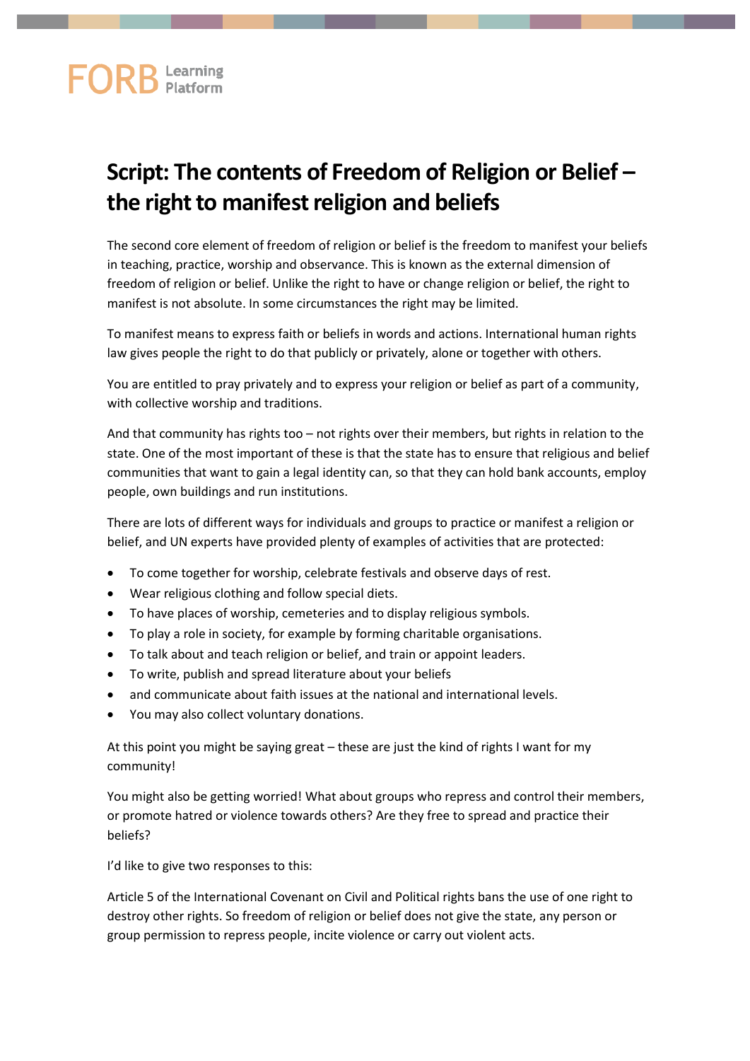# Script: The contents of Freedom of Religion or Belief – the right to manifest religion and beliefs

The second core element of freedom of religion or belief is the freedom to manifest your beliefs in teaching, practice, worship and observance. This is known as the external dimension of freedom of religion or belief. Unlike the right to have or change religion or belief, the right to manifest is not absolute. In some circumstances the right may be limited.

To manifest means to express faith or beliefs in words and actions. International human rights law gives people the right to do that publicly or privately, alone or together with others.

You are entitled to pray privately and to express your religion or belief as part of a community, with collective worship and traditions.

And that community has rights too – not rights over their members, but rights in relation to the state. One of the most important of these is that the state has to ensure that religious and belief communities that want to gain a legal identity can, so that they can hold bank accounts, employ people, own buildings and run institutions.

There are lots of different ways for individuals and groups to practice or manifest a religion or belief, and UN experts have provided plenty of examples of activities that are protected:

- To come together for worship, celebrate festivals and observe days of rest.
- Wear religious clothing and follow special diets.
- To have places of worship, cemeteries and to display religious symbols.
- To play a role in society, for example by forming charitable organisations.
- To talk about and teach religion or belief, and train or appoint leaders.
- To write, publish and spread literature about your beliefs
- and communicate about faith issues at the national and international levels.
- You may also collect voluntary donations.

At this point you might be saying great – these are just the kind of rights I want for my community!

You might also be getting worried! What about groups who repress and control their members, or promote hatred or violence towards others? Are they free to spread and practice their beliefs?

I'd like to give two responses to this:

Article 5 of the International Covenant on Civil and Political rights bans the use of one right to destroy other rights. So freedom of religion or belief does not give the state, any person or group permission to repress people, incite violence or carry out violent acts.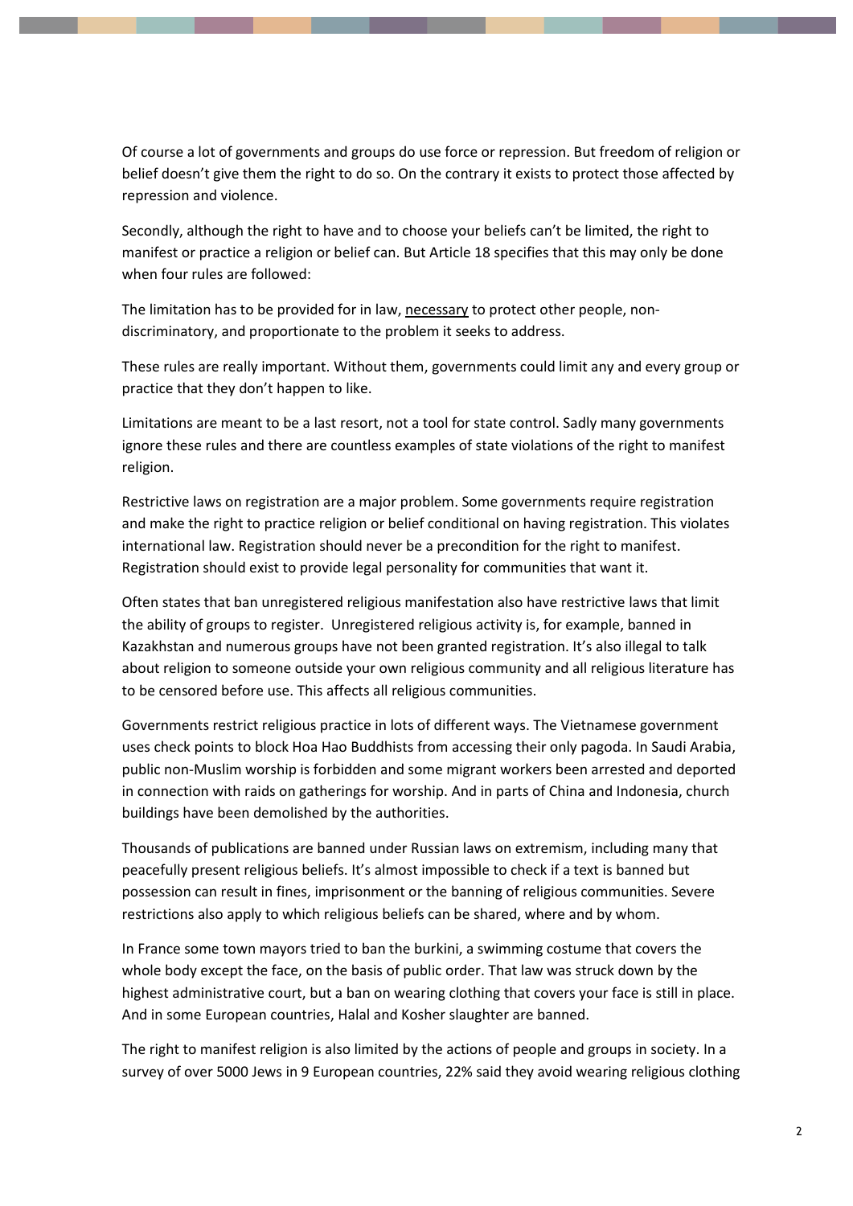Of course a lot of governments and groups do use force or repression. But freedom of religion or belief doesn't give them the right to do so. On the contrary it exists to protect those affected by repression and violence.

Secondly, although the right to have and to choose your beliefs can't be limited, the right to manifest or practice a religion or belief can. But Article 18 specifies that this may only be done when four rules are followed:

The limitation has to be provided for in law, <u>necessary</u> to protect other people, non-discriminatory, and proportionate to the problem it seeks to address.

These rules are really important. Without them, governments could limit any and every group or practice that they don't happen to like.

Limitations are meant to be a last resort, not a tool for state control. Sadly many governments ignore these rules and there are countless examples of state violations of the right to manifest religion.

Restrictive laws on registration are a major problem. Some governments require registration and make the right to practice religion or belief conditional on having registration. This violates international law. Registration should never be a precondition for the right to manifest. Registration should exist to provide legal personality for communities that want it.

Often states that ban unregistered religious manifestation also have restrictive laws that limit the ability of groups to register. Unregistered religious activity is, for example, banned in Kazakhstan and numerous groups have not been granted registration. It's also illegal to talk about religion to someone outside your own religious community and all religious literature has to be censored before use. This affects all religious communities.

Governments restrict religious practice in lots of different ways. The Vietnamese government uses check points to block Hoa Hao Buddhists from accessing their only pagoda. In Saudi Arabia, public non-Muslim worship is forbidden and some migrant workers been arrested and deported in connection with raids on gatherings for worship. And in parts of China and Indonesia, church buildings have been demolished by the authorities.

Thousands of publications are banned under Russian laws on extremism, including many that peacefully present religious beliefs. It's almost impossible to check if a text is banned but possession can result in fines, imprisonment or the banning of religious communities. Severe restrictions also apply to which religious beliefs can be shared, where and by whom.

In France some town mayors tried to ban the burkini, a swimming costume that covers the whole body except the face, on the basis of public order. That law was struck down by the highest administrative court, but a ban on wearing clothing that covers your face is still in place. And in some European countries, Halal and Kosher slaughter are banned.

The right to manifest religion is also limited by the actions of people and groups in society. In a survey of over 5000 Jews in 9 European countries, 22% said they avoid wearing religious clothing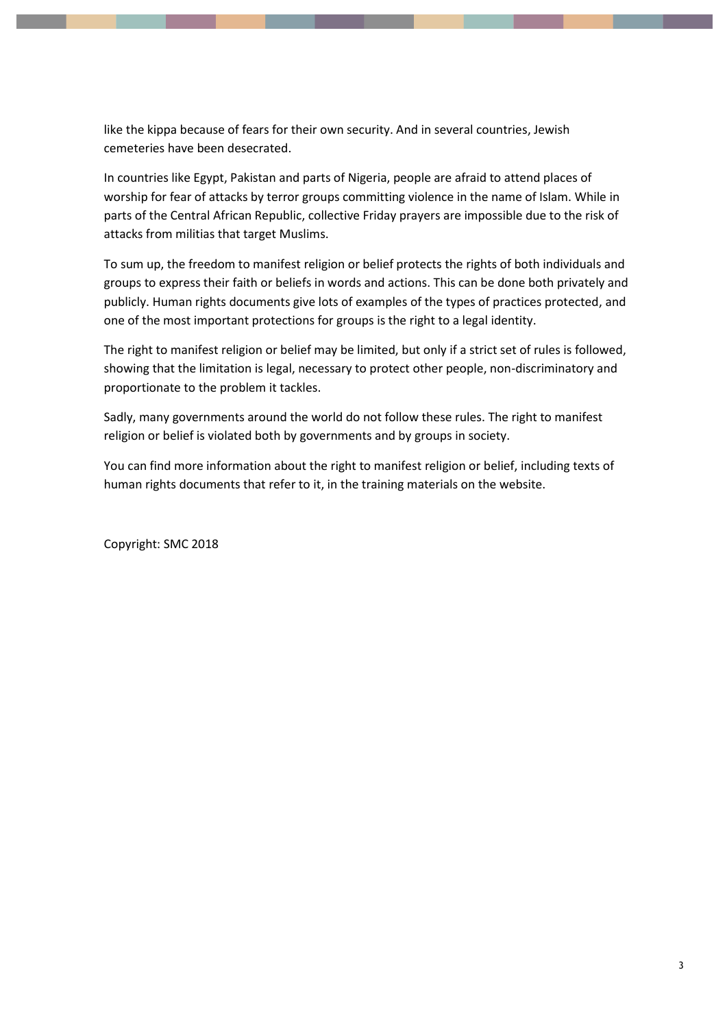like the kippa because of fears for their own security. And in several countries, Jewish cemeteries have been desecrated.

In countries like Egypt, Pakistan and parts of Nigeria, people are afraid to attend places of worship for fear of attacks by terror groups committing violence in the name of Islam. While in parts of the Central African Republic, collective Friday prayers are impossible due to the risk of attacks from militias that target Muslims.

To sum up, the freedom to manifest religion or belief protects the rights of both individuals and groups to express their faith or beliefs in words and actions. This can be done both privately and publicly. Human rights documents give lots of examples of the types of practices protected, and one of the most important protections for groups is the right to a legal identity.

The right to manifest religion or belief may be limited, but only if a strict set of rules is followed, showing that the limitation is legal, necessary to protect other people, non-discriminatory and proportionate to the problem it tackles.

Sadly, many governments around the world do not follow these rules. The right to manifest religion or belief is violated both by governments and by groups in society.

You can find more information about the right to manifest religion or belief, including texts of human rights documents that refer to it, in the training materials on the website.

Copyright: SMC 2018